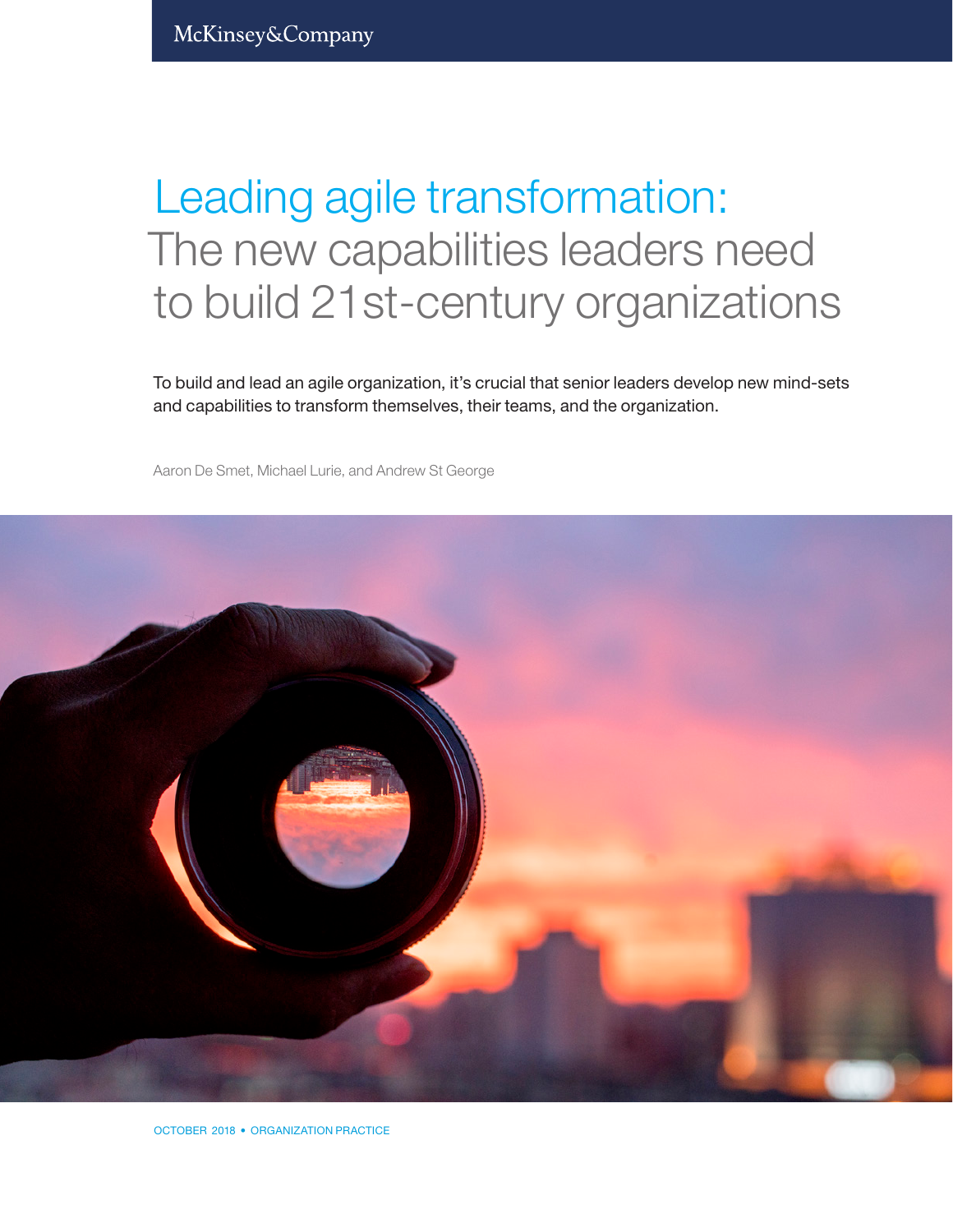McKinsey&Company

# Leading agile transformation: The new capabilities leaders need to build 21st-century organizations

To build and lead an agile organization, it's crucial that senior leaders develop new mind-sets and capabilities to transform themselves, their teams, and the organization.

Aaron De Smet, Michael Lurie, and Andrew St George

OCTOBER 2018 • ORGANIZATION PRACTICE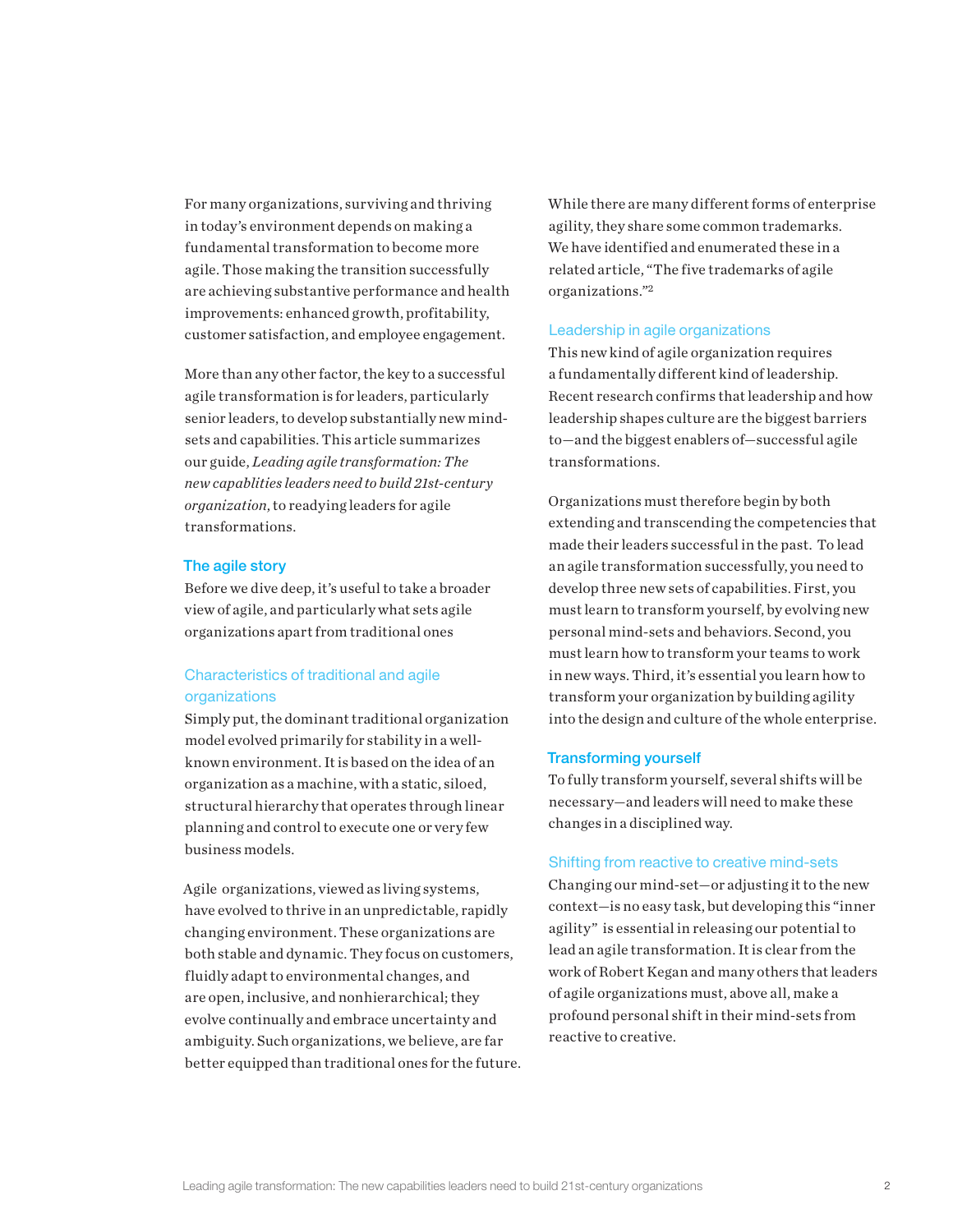For many organizations, surviving and thriving in today's environment depends on making a fundamental transformation to become more agile. Those making the transition successfully are achieving substantive performance and health improvements: enhanced growth, profitability, customer satisfaction, and employee engagement.

More than any other factor, the key to a successful agile transformation is for leaders, particularly senior leaders, to develop substantially new mind-sets and capabilities. This article summarizes our guide, *Leading agile transformation: The new capablities leaders need to build 21st-century organization*, to readying leaders for agile transformations.

## The agile story

Before we dive deep, it's useful to take a broader view of agile, and particularly what sets agile organizations apart from traditional ones

### Characteristics of traditional and agile organizations

Simply put, the dominant traditional organization model evolved primarily for stability in a well-known environment. It is based on the idea of an organization as a machine, with a static, siloed, structural hierarchy that operates through linear planning and control to execute one or very few business models.

Agile organizations, viewed as living systems, have evolved to thrive in an unpredictable, rapidly changing environment. These organizations are both stable and dynamic. They focus on customers, fluidly adapt to environmental changes, and are open, inclusive, and nonhierarchical; they evolve continually and embrace uncertainty and ambiguity. Such organizations, we believe, are far better equipped than traditional ones for the future.

While there are many different forms of enterprise agility, they share some common trademarks. We have identified and enumerated these in a related article, "The five trademarks of agile organizations."[2]

### Leadership in agile organizations

This new kind of agile organization requires a fundamentally different kind of leadership. Recent research confirms that leadership and how leadership shapes culture are the biggest barriers to—and the biggest enablers of—successful agile transformations.

Organizations must therefore begin by both extending and transcending the competencies that made their leaders successful in the past. To lead an agile transformation successfully, you need to develop three new sets of capabilities. First, you must learn to transform yourself, by evolving new personal mind-sets and behaviors. Second, you must learn how to transform your teams to work in new ways. Third, it's essential you learn how to transform your organization by building agility into the design and culture of the whole enterprise.

## Transforming yourself

To fully transform yourself, several shifts will be necessary—and leaders will need to make these changes in a disciplined way.

### Shifting from reactive to creative mind-sets

Changing our mind-set—or adjusting it to the new context—is no easy task, but developing this "inner agility" is essential in releasing our potential to lead an agile transformation. It is clear from the work of Robert Kegan and many others that leaders of agile organizations must, above all, make a profound personal shift in their mind-sets from reactive to creative.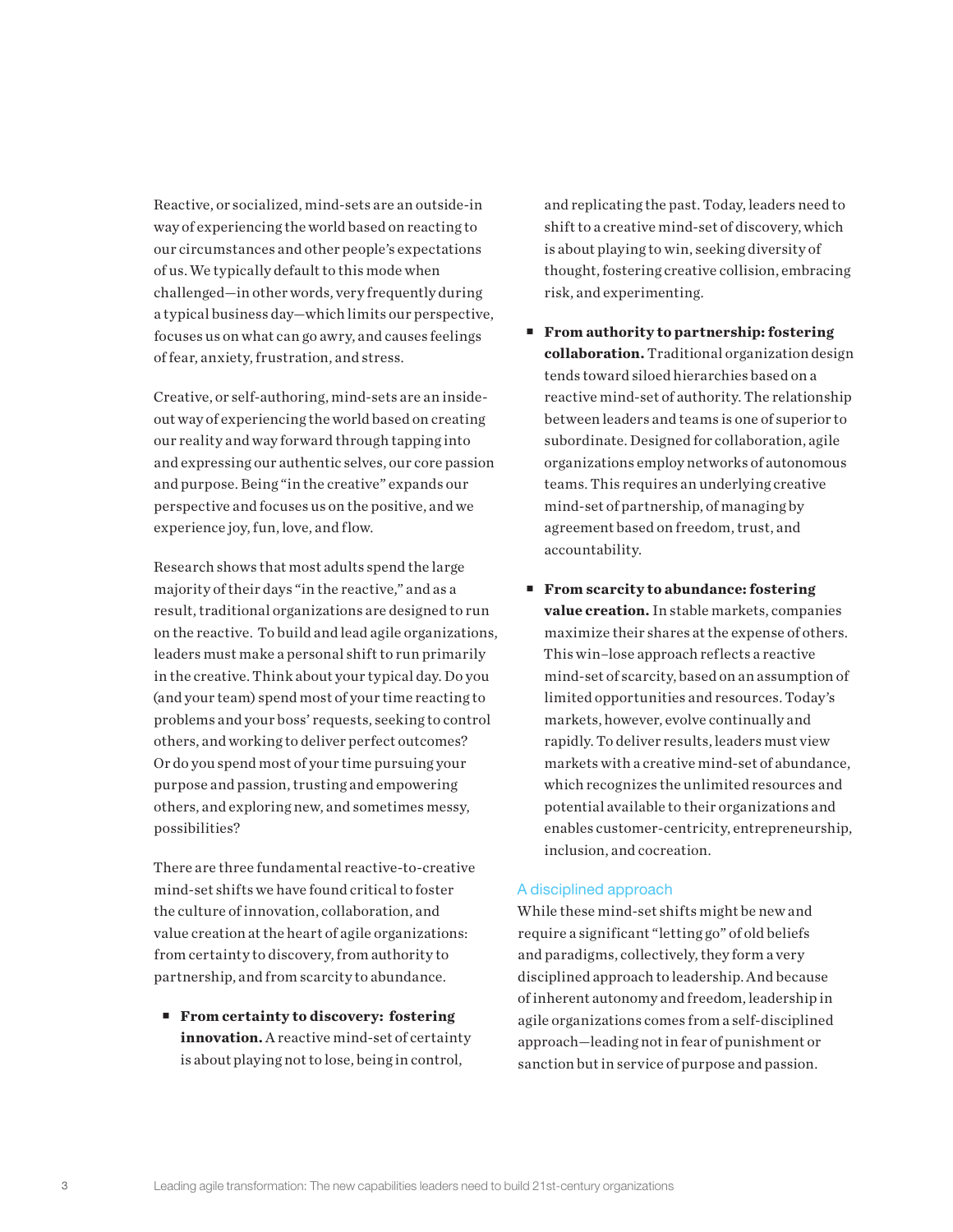Reactive, or socialized, mind-sets are an outside-in way of experiencing the world based on reacting to our circumstances and other people's expectations of us. We typically default to this mode when challenged—in other words, very frequently during a typical business day—which limits our perspective, focuses us on what can go awry, and causes feelings of fear, anxiety, frustration, and stress.

Creative, or self-authoring, mind-sets are an inside-out way of experiencing the world based on creating our reality and way forward through tapping into and expressing our authentic selves, our core passion and purpose. Being "in the creative" expands our perspective and focuses us on the positive, and we experience joy, fun, love, and flow.

Research shows that most adults spend the large majority of their days "in the reactive," and as a result, traditional organizations are designed to run on the reactive. To build and lead agile organizations, leaders must make a personal shift to run primarily in the creative. Think about your typical day. Do you (and your team) spend most of your time reacting to problems and your boss' requests, seeking to control others, and working to deliver perfect outcomes? Or do you spend most of your time pursuing your purpose and passion, trusting and empowering others, and exploring new, and sometimes messy, possibilities?

There are three fundamental reactive-to-creative mind-set shifts we have found critical to foster the culture of innovation, collaboration, and value creation at the heart of agile organizations: from certainty to discovery, from authority to partnership, and from scarcity to abundance.

- **From certainty to discovery: fostering innovation.** A reactive mind-set of certainty is about playing not to lose, being in control, and replicating the past. Today, leaders need to shift to a creative mind-set of discovery, which is about playing to win, seeking diversity of thought, fostering creative collision, embracing risk, and experimenting.

- **From authority to partnership: fostering collaboration.** Traditional organization design tends toward siloed hierarchies based on a reactive mind-set of authority. The relationship between leaders and teams is one of superior to subordinate. Designed for collaboration, agile organizations employ networks of autonomous teams. This requires an underlying creative mind-set of partnership, of managing by agreement based on freedom, trust, and accountability.

- **From scarcity to abundance: fostering value creation.** In stable markets, companies maximize their shares at the expense of others. This win–lose approach reflects a reactive mind-set of scarcity, based on an assumption of limited opportunities and resources. Today's markets, however, evolve continually and rapidly. To deliver results, leaders must view markets with a creative mind-set of abundance, which recognizes the unlimited resources and potential available to their organizations and enables customer-centricity, entrepreneurship, inclusion, and cocreation.

## A disciplined approach

While these mind-set shifts might be new and require a significant "letting go" of old beliefs and paradigms, collectively, they form a very disciplined approach to leadership. And because of inherent autonomy and freedom, leadership in agile organizations comes from a self-disciplined approach—leading not in fear of punishment or sanction but in service of purpose and passion.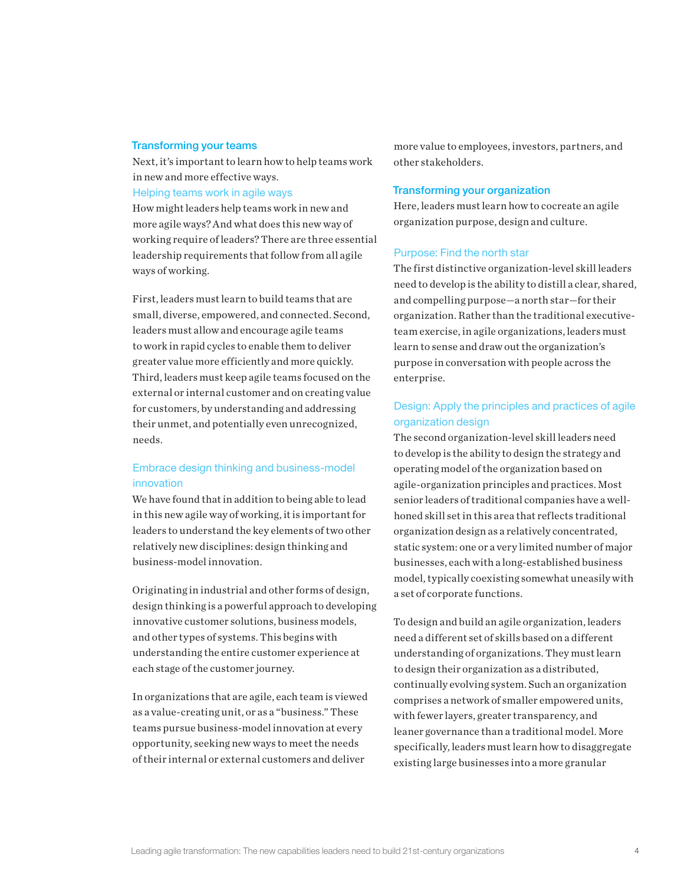## Transforming your teams

Next, it's important to learn how to help teams work in new and more effective ways.

### Helping teams work in agile ways

How might leaders help teams work in new and more agile ways? And what does this new way of working require of leaders? There are three essential leadership requirements that follow from all agile ways of working.

First, leaders must learn to build teams that are small, diverse, empowered, and connected. Second, leaders must allow and encourage agile teams to work in rapid cycles to enable them to deliver greater value more efficiently and more quickly. Third, leaders must keep agile teams focused on the external or internal customer and on creating value for customers, by understanding and addressing their unmet, and potentially even unrecognized, needs.

### Embrace design thinking and business-model innovation

We have found that in addition to being able to lead in this new agile way of working, it is important for leaders to understand the key elements of two other relatively new disciplines: design thinking and business-model innovation.

Originating in industrial and other forms of design, design thinking is a powerful approach to developing innovative customer solutions, business models, and other types of systems. This begins with understanding the entire customer experience at each stage of the customer journey.

In organizations that are agile, each team is viewed as a value-creating unit, or as a "business." These teams pursue business-model innovation at every opportunity, seeking new ways to meet the needs of their internal or external customers and deliver more value to employees, investors, partners, and other stakeholders.

## Transforming your organization

Here, leaders must learn how to cocreate an agile organization purpose, design and culture.

### Purpose: Find the north star

The first distinctive organization-level skill leaders need to develop is the ability to distill a clear, shared, and compelling purpose—a north star—for their organization. Rather than the traditional executive-team exercise, in agile organizations, leaders must learn to sense and draw out the organization's purpose in conversation with people across the enterprise.

### Design: Apply the principles and practices of agile organization design

The second organization-level skill leaders need to develop is the ability to design the strategy and operating model of the organization based on agile-organization principles and practices. Most senior leaders of traditional companies have a well-honed skill set in this area that reflects traditional organization design as a relatively concentrated, static system: one or a very limited number of major businesses, each with a long-established business model, typically coexisting somewhat uneasily with a set of corporate functions.

To design and build an agile organization, leaders need a different set of skills based on a different understanding of organizations. They must learn to design their organization as a distributed, continually evolving system. Such an organization comprises a network of smaller empowered units, with fewer layers, greater transparency, and leaner governance than a traditional model. More specifically, leaders must learn how to disaggregate existing large businesses into a more granular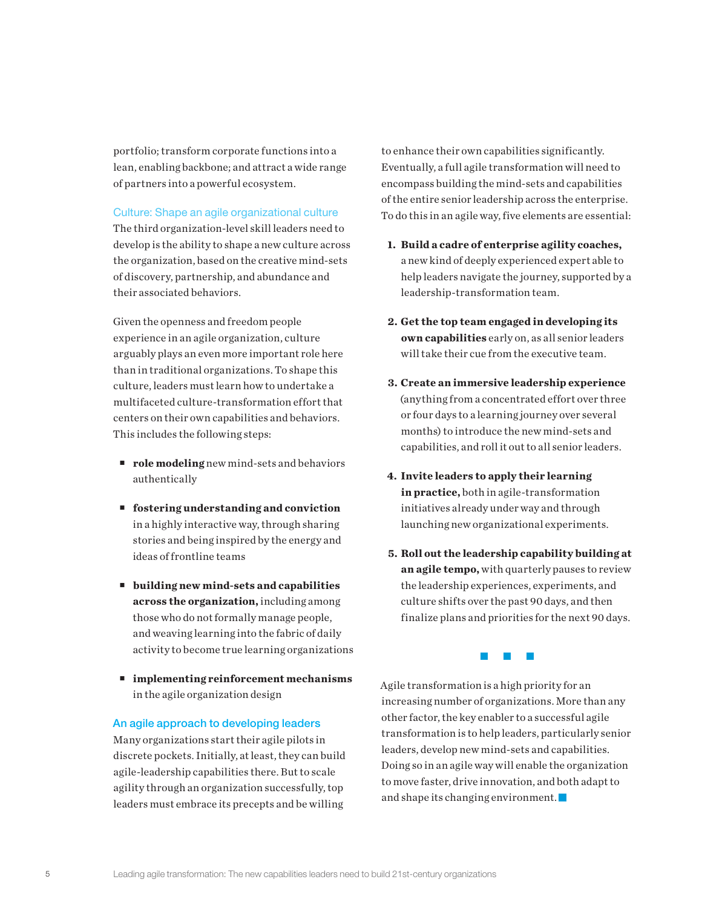portfolio; transform corporate functions into a lean, enabling backbone; and attract a wide range of partners into a powerful ecosystem.

### Culture: Shape an agile organizational culture

The third organization-level skill leaders need to develop is the ability to shape a new culture across the organization, based on the creative mind-sets of discovery, partnership, and abundance and their associated behaviors.

Given the openness and freedom people experience in an agile organization, culture arguably plays an even more important role here than in traditional organizations. To shape this culture, leaders must learn how to undertake a multifaceted culture-transformation effort that centers on their own capabilities and behaviors. This includes the following steps:

- **role modeling** new mind-sets and behaviors authentically
- **fostering understanding and conviction** in a highly interactive way, through sharing stories and being inspired by the energy and ideas of frontline teams
- **building new mind-sets and capabilities across the organization,** including among those who do not formally manage people, and weaving learning into the fabric of daily activity to become true learning organizations
- **implementing reinforcement mechanisms** in the agile organization design

### An agile approach to developing leaders

Many organizations start their agile pilots in discrete pockets. Initially, at least, they can build agile-leadership capabilities there. But to scale agility through an organization successfully, top leaders must embrace its precepts and be willing to enhance their own capabilities significantly. Eventually, a full agile transformation will need to encompass building the mind-sets and capabilities of the entire senior leadership across the enterprise. To do this in an agile way, five elements are essential:

1. **Build a cadre of enterprise agility coaches,** a new kind of deeply experienced expert able to help leaders navigate the journey, supported by a leadership-transformation team.
2. **Get the top team engaged in developing its own capabilities** early on, as all senior leaders will take their cue from the executive team.
3. **Create an immersive leadership experience** (anything from a concentrated effort over three or four days to a learning journey over several months) to introduce the new mind-sets and capabilities, and roll it out to all senior leaders.
4. **Invite leaders to apply their learning in practice,** both in agile-transformation initiatives already under way and through launching new organizational experiments.
5. **Roll out the leadership capability building at an agile tempo,** with quarterly pauses to review the leadership experiences, experiments, and culture shifts over the past 90 days, and then finalize plans and priorities for the next 90 days.

---

Agile transformation is a high priority for an increasing number of organizations. More than any other factor, the key enabler to a successful agile transformation is to help leaders, particularly senior leaders, develop new mind-sets and capabilities. Doing so in an agile way will enable the organization to move faster, drive innovation, and both adapt to and shape its changing environment.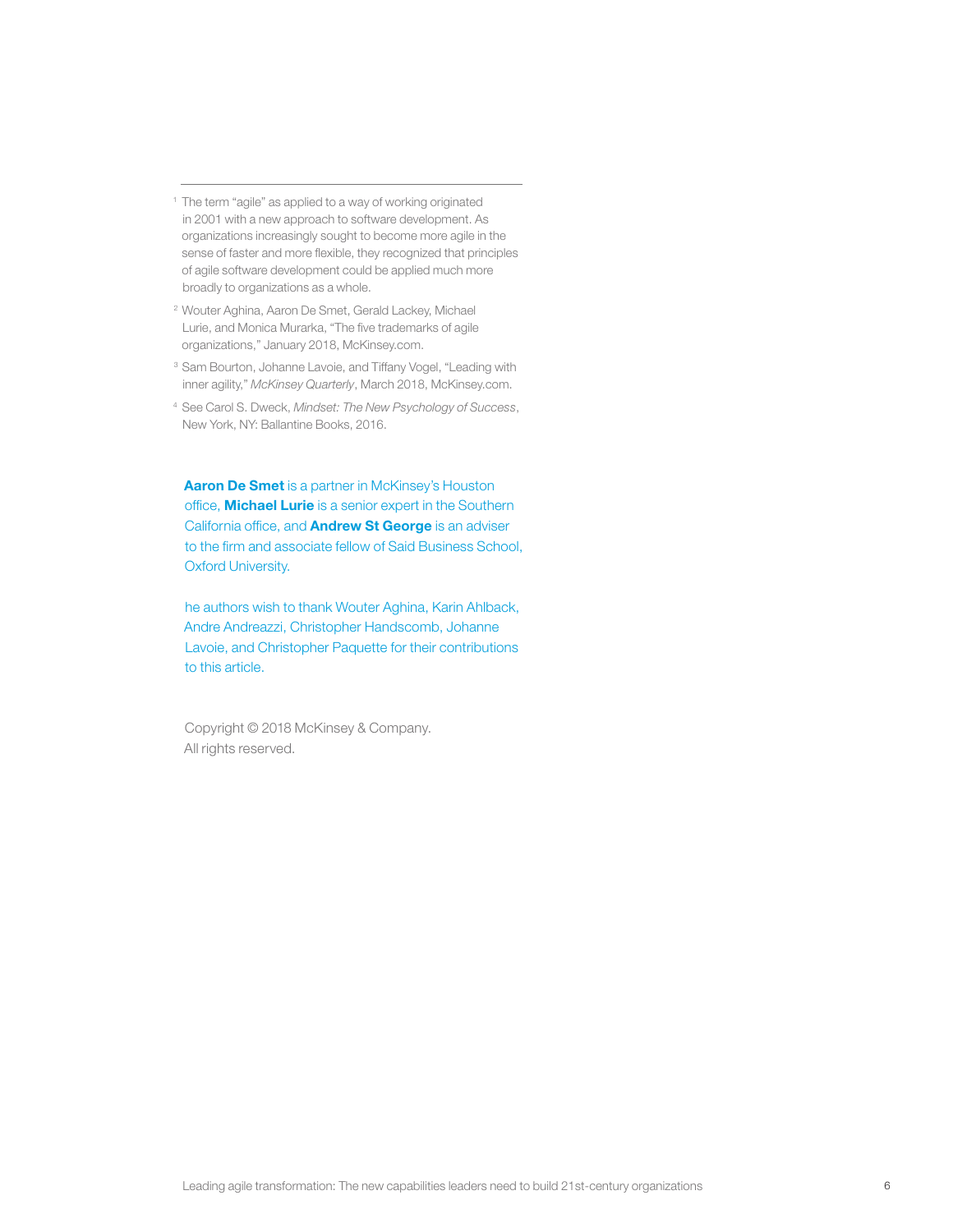[1] The term "agile" as applied to a way of working originated in 2001 with a new approach to software development. As organizations increasingly sought to become more agile in the sense of faster and more flexible, they recognized that principles of agile software development could be applied much more broadly to organizations as a whole.

[2] Wouter Aghina, Aaron De Smet, Gerald Lackey, Michael Lurie, and Monica Murarka, "The five trademarks of agile organizations," January 2018, McKinsey.com.

[3] Sam Bourton, Johanne Lavoie, and Tiffany Vogel, "Leading with inner agility," *McKinsey Quarterly*, March 2018, McKinsey.com.

[4] See Carol S. Dweck, *Mindset: The New Psychology of Success*, New York, NY: Ballantine Books, 2016.

**Aaron De Smet** is a partner in McKinsey's Houston office, **Michael Lurie** is a senior expert in the Southern California office, and **Andrew St George** is an adviser to the firm and associate fellow of Said Business School, Oxford University.

he authors wish to thank Wouter Aghina, Karin Ahlback, Andre Andreazzi, Christopher Handscomb, Johanne Lavoie, and Christopher Paquette for their contributions to this article.

Copyright © 2018 McKinsey & Company.
All rights reserved.